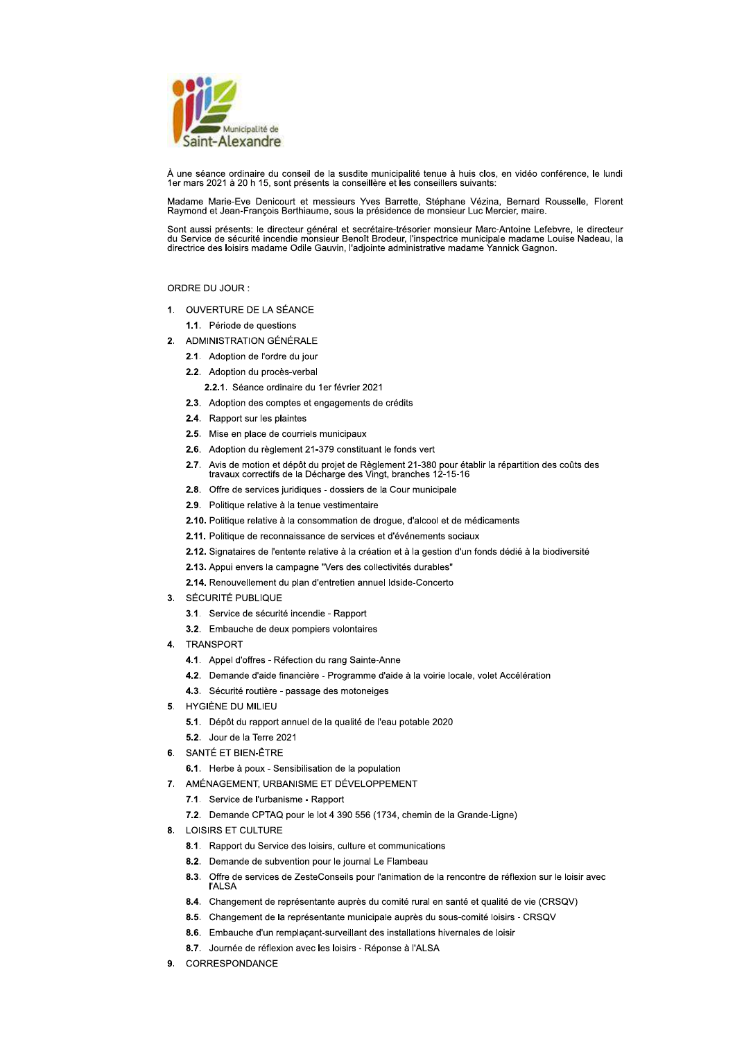Municipalité de Saint-Alexandre

À une séance ordinaire du conseil de la susdite municipalité tenue à huis clos, en vidéo conférence, le lundi 1er mars 2021 à 20 h 15, sont présents la conseillère et les conseillers suivants:

Madame Marie-Eve Denicourt et messieurs Yves Barrette, Stéphane Vézina, Bernard Rousselle, Florent Raymond et Jean-François Berthiaume, sous la présidence de monsieur Luc Mercier, maire.

Sont aussi présents: le directeur général et secrétaire-trésorier monsieur Marc-Antoine Lefebvre, le directeur du Service de sécurité incendie monsieur Benoît Brodeur, l'inspectrice municipale madame Louise Nadeau, la directrice des loisirs madame Odile Gauvin, l'adjointe administrative madame Yannick Gagnon.

ORDRE DU JOUR :

1. OUVERTURE DE LA SÉANCE
   - **1.1.** Période de questions
2. ADMINISTRATION GÉNÉRALE
   - **2.1.** Adoption de l'ordre du jour
   - **2.2.** Adoption du procès-verbal
     - **2.2.1.** Séance ordinaire du 1er février 2021
   - **2.3.** Adoption des comptes et engagements de crédits
   - **2.4.** Rapport sur les plaintes
   - **2.5.** Mise en place de courriels municipaux
   - **2.6.** Adoption du règlement 21-379 constituant le fonds vert
   - **2.7.** Avis de motion et dépôt du projet de Règlement 21-380 pour établir la répartition des coûts des travaux correctifs de la Décharge des Vingt, branches 12-15-16
   - **2.8.** Offre de services juridiques - dossiers de la Cour municipale
   - **2.9.** Politique relative à la tenue vestimentaire
   - **2.10.** Politique relative à la consommation de drogue, d'alcool et de médicaments
   - **2.11.** Politique de reconnaissance de services et d'événements sociaux
   - **2.12.** Signataires de l'entente relative à la création et à la gestion d'un fonds dédié à la biodiversité
   - **2.13.** Appui envers la campagne "Vers des collectivités durables"
   - **2.14.** Renouvellement du plan d'entretien annuel Idside-Concerto
3. SÉCURITÉ PUBLIQUE
   - **3.1.** Service de sécurité incendie - Rapport
   - **3.2.** Embauche de deux pompiers volontaires
4. TRANSPORT
   - **4.1.** Appel d'offres - Réfection du rang Sainte-Anne
   - **4.2.** Demande d'aide financière - Programme d'aide à la voirie locale, volet Accélération
   - **4.3.** Sécurité routière - passage des motoneiges
5. HYGIÈNE DU MILIEU
   - **5.1.** Dépôt du rapport annuel de la qualité de l'eau potable 2020
   - **5.2.** Jour de la Terre 2021
6. SANTÉ ET BIEN-ÊTRE
   - **6.1.** Herbe à poux - Sensibilisation de la population
7. AMÉNAGEMENT, URBANISME ET DÉVELOPPEMENT
   - **7.1.** Service de l'urbanisme - Rapport
   - **7.2.** Demande CPTAQ pour le lot 4 390 556 (1734, chemin de la Grande-Ligne)
8. LOISIRS ET CULTURE
   - **8.1.** Rapport du Service des loisirs, culture et communications
   - **8.2.** Demande de subvention pour le journal Le Flambeau
   - **8.3.** Offre de services de ZesteConseils pour l'animation de la rencontre de réflexion sur le loisir avec l'ALSA
   - **8.4.** Changement de représentante auprès du comité rural en santé et qualité de vie (CRSQV)
   - **8.5.** Changement de la représentante municipale auprès du sous-comité loisirs - CRSQV
   - **8.6.** Embauche d'un remplaçant-surveillant des installations hivernales de loisir
   - **8.7.** Journée de réflexion avec les loisirs - Réponse à l'ALSA
9. CORRESPONDANCE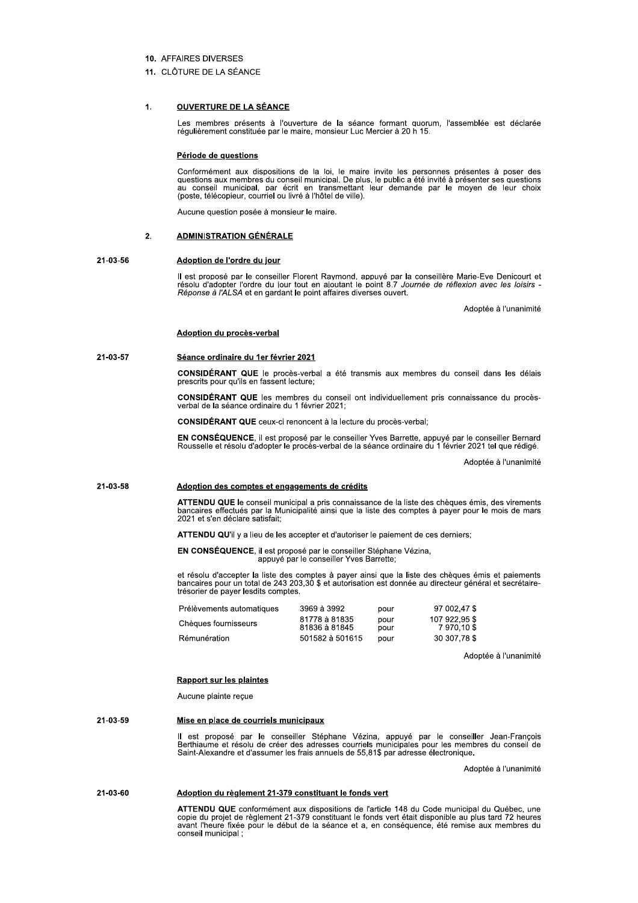10. AFFAIRES DIVERSES

11. CLÔTURE DE LA SÉANCE

## 1. OUVERTURE DE LA SÉANCE

Les membres présents à l'ouverture de la séance formant quorum, l'assemblée est déclarée régulièrement constituée par le maire, monsieur Luc Mercier à 20 h 15.

**Période de questions**

Conformément aux dispositions de la loi, le maire invite les personnes présentes à poser des questions aux membres du conseil municipal. De plus, le public a été invité à présenter ses questions au conseil municipal, par écrit en transmettant leur demande par le moyen de leur choix (poste, télécopieur, courriel ou livré à l'hôtel de ville).

Aucune question posée à monsieur le maire.

## 2. ADMINISTRATION GÉNÉRALE

**21-03-56**

**Adoption de l'ordre du jour**

Il est proposé par le conseiller Florent Raymond, appuyé par la conseillère Marie-Eve Denicourt et résolu d'adopter l'ordre du jour tout en ajoutant le point 8.7 *Journée de réflexion avec les loisirs - Réponse à l'ALSA* et en gardant le point affaires diverses ouvert.

Adoptée à l'unanimité

**Adoption du procès-verbal**

**21-03-57**

**Séance ordinaire du 1er février 2021**

**CONSIDÉRANT QUE** le procès-verbal a été transmis aux membres du conseil dans les délais prescrits pour qu'ils en fassent lecture;

**CONSIDÉRANT QUE** les membres du conseil ont individuellement pris connaissance du procès-verbal de la séance ordinaire du 1 février 2021;

**CONSIDÉRANT QUE** ceux-ci renoncent à la lecture du procès-verbal;

**EN CONSÉQUENCE**, il est proposé par le conseiller Yves Barrette, appuyé par le conseiller Bernard Rousselle et résolu d'adopter le procès-verbal de la séance ordinaire du 1 février 2021 tel que rédigé.

Adoptée à l'unanimité

**21-03-58**

**Adoption des comptes et engagements de crédits**

**ATTENDU QUE** le conseil municipal a pris connaissance de la liste des chèques émis, des virements bancaires effectués par la Municipalité ainsi que la liste des comptes à payer pour le mois de mars 2021 et s'en déclare satisfait;

**ATTENDU QU'**il y a lieu de les accepter et d'autoriser le paiement de ces derniers;

**EN CONSÉQUENCE**, il est proposé par le conseiller Stéphane Vézina,
appuyé par le conseiller Yves Barrette;

et résolu d'accepter la liste des comptes à payer ainsi que la liste des chèques émis et paiements bancaires pour un total de 243 203,30 $ et autorisation est donnée au directeur général et secrétaire-trésorier de payer lesdits comptes.

| | | | |
|---|---|---|---|
| Prélèvements automatiques | 3969 à 3992 | pour | 97 002,47 $ |
| Chèques fournisseurs | 81778 à 81835 | pour | 107 922,95 $ |
| | 81836 à 81845 | pour | 7 970,10 $ |
| Rémunération | 501582 à 501615 | pour | 30 307,78 $ |

Adoptée à l'unanimité

**Rapport sur les plaintes**

Aucune plainte reçue

**21-03-59**

**Mise en place de courriels municipaux**

Il est proposé par le conseiller Stéphane Vézina, appuyé par le conseiller Jean-François Berthiaume et résolu de créer des adresses courriels municipales pour les membres du conseil de Saint-Alexandre et d'assumer les frais annuels de 55,81$ par adresse électronique.

Adoptée à l'unanimité

**21-03-60**

**Adoption du règlement 21-379 constituant le fonds vert**

**ATTENDU QUE** conformément aux dispositions de l'article 148 du Code municipal du Québec, une copie du projet de règlement 21-379 constituant le fonds vert était disponible au plus tard 72 heures avant l'heure fixée pour le début de la séance et a, en conséquence, été remise aux membres du conseil municipal ;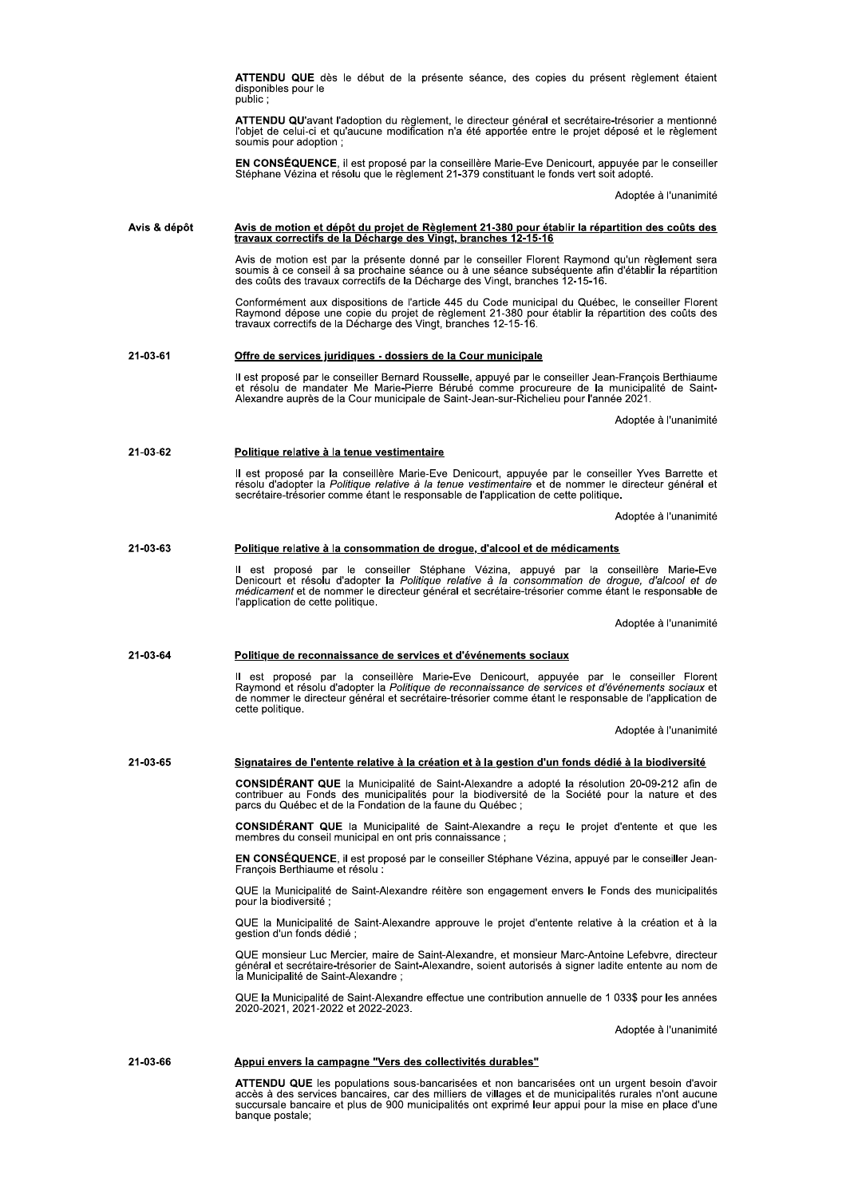**ATTENDU QUE** dès le début de la présente séance, des copies du présent règlement étaient disponibles pour le public ;

**ATTENDU QU'**avant l'adoption du règlement, le directeur général et secrétaire-trésorier a mentionné l'objet de celui-ci et qu'aucune modification n'a été apportée entre le projet déposé et le règlement soumis pour adoption ;

**EN CONSÉQUENCE**, il est proposé par la conseillère Marie-Eve Denicourt, appuyée par le conseiller Stéphane Vézina et résolu que le règlement 21-379 constituant le fonds vert soit adopté.

Adoptée à l'unanimité

**Avis & dépôt**

**Avis de motion et dépôt du projet de Règlement 21-380 pour établir la répartition des coûts des travaux correctifs de la Décharge des Vingt, branches 12-15-16**

Avis de motion est par la présente donné par le conseiller Florent Raymond qu'un règlement sera soumis à ce conseil à sa prochaine séance ou à une séance subséquente afin d'établir la répartition des coûts des travaux correctifs de la Décharge des Vingt, branches 12-15-16.

Conformément aux dispositions de l'article 445 du Code municipal du Québec, le conseiller Florent Raymond dépose une copie du projet de règlement 21-380 pour établir la répartition des coûts des travaux correctifs de la Décharge des Vingt, branches 12-15-16.

**21-03-61**

**Offre de services juridiques - dossiers de la Cour municipale**

Il est proposé par le conseiller Bernard Rousselle, appuyé par le conseiller Jean-François Berthiaume et résolu de mandater Me Marie-Pierre Bérubé comme procureure de la municipalité de Saint-Alexandre auprès de la Cour municipale de Saint-Jean-sur-Richelieu pour l'année 2021.

Adoptée à l'unanimité

**21-03-62**

**Politique relative à la tenue vestimentaire**

Il est proposé par la conseillère Marie-Eve Denicourt, appuyée par le conseiller Yves Barrette et résolu d'adopter la *Politique relative à la tenue vestimentaire* et de nommer le directeur général et secrétaire-trésorier comme étant le responsable de l'application de cette politique.

Adoptée à l'unanimité

**21-03-63**

**Politique relative à la consommation de drogue, d'alcool et de médicaments**

Il est proposé par le conseiller Stéphane Vézina, appuyé par la conseillère Marie-Eve Denicourt et résolu d'adopter la *Politique relative à la consommation de drogue, d'alcool et de médicament* et de nommer le directeur général et secrétaire-trésorier comme étant le responsable de l'application de cette politique.

Adoptée à l'unanimité

**21-03-64**

**Politique de reconnaissance de services et d'événements sociaux**

Il est proposé par la conseillère Marie-Eve Denicourt, appuyée par le conseiller Florent Raymond et résolu d'adopter la *Politique de reconnaissance de services et d'événements sociaux* et de nommer le directeur général et secrétaire-trésorier comme étant le responsable de l'application de cette politique.

Adoptée à l'unanimité

**21-03-65**

**Signataires de l'entente relative à la création et à la gestion d'un fonds dédié à la biodiversité**

**CONSIDÉRANT QUE** la Municipalité de Saint-Alexandre a adopté la résolution 20-09-212 afin de contribuer au Fonds des municipalités pour la biodiversité de la Société pour la nature et des parcs du Québec et de la Fondation de la faune du Québec ;

**CONSIDÉRANT QUE** la Municipalité de Saint-Alexandre a reçu le projet d'entente et que les membres du conseil municipal en ont pris connaissance ;

**EN CONSÉQUENCE**, il est proposé par le conseiller Stéphane Vézina, appuyé par le conseiller Jean-François Berthiaume et résolu :

QUE la Municipalité de Saint-Alexandre réitère son engagement envers le Fonds des municipalités pour la biodiversité ;

QUE la Municipalité de Saint-Alexandre approuve le projet d'entente relative à la création et à la gestion d'un fonds dédié ;

QUE monsieur Luc Mercier, maire de Saint-Alexandre, et monsieur Marc-Antoine Lefebvre, directeur général et secrétaire-trésorier de Saint-Alexandre, soient autorisés à signer ladite entente au nom de la Municipalité de Saint-Alexandre ;

QUE la Municipalité de Saint-Alexandre effectue une contribution annuelle de 1 033$ pour les années 2020-2021, 2021-2022 et 2022-2023.

Adoptée à l'unanimité

**21-03-66**

**Appui envers la campagne "Vers des collectivités durables"**

**ATTENDU QUE** les populations sous-bancarisées et non bancarisées ont un urgent besoin d'avoir accès à des services bancaires, car des milliers de villages et de municipalités rurales n'ont aucune succursale bancaire et plus de 900 municipalités ont exprimé leur appui pour la mise en place d'une banque postale;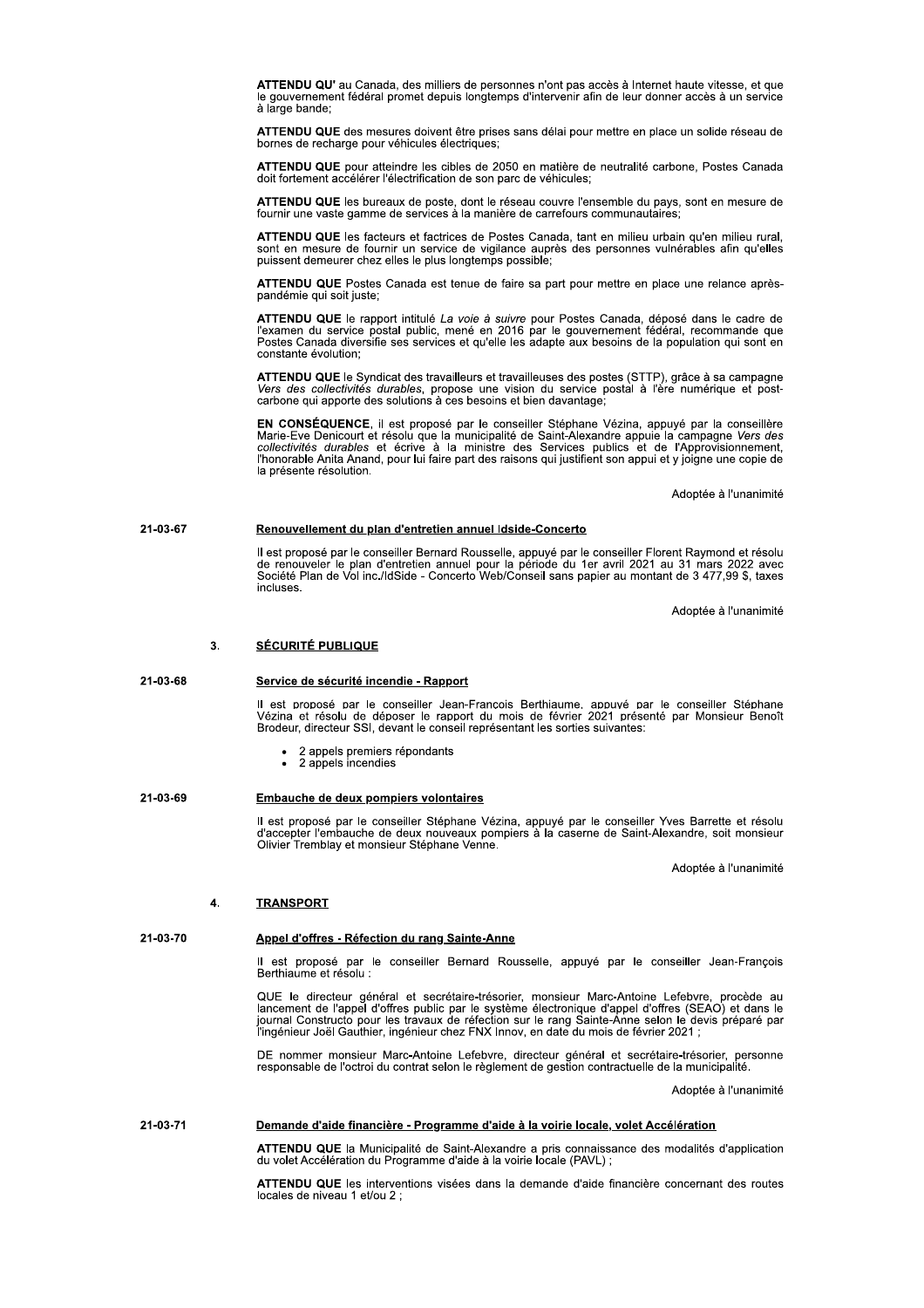**ATTENDU QU'** au Canada, des milliers de personnes n'ont pas accès à Internet haute vitesse, et que le gouvernement fédéral promet depuis longtemps d'intervenir afin de leur donner accès à un service à large bande;

**ATTENDU QUE** des mesures doivent être prises sans délai pour mettre en place un solide réseau de bornes de recharge pour véhicules électriques;

**ATTENDU QUE** pour atteindre les cibles de 2050 en matière de neutralité carbone, Postes Canada doit fortement accélérer l'électrification de son parc de véhicules;

**ATTENDU QUE** les bureaux de poste, dont le réseau couvre l'ensemble du pays, sont en mesure de fournir une vaste gamme de services à la manière de carrefours communautaires;

**ATTENDU QUE** les facteurs et factrices de Postes Canada, tant en milieu urbain qu'en milieu rural, sont en mesure de fournir un service de vigilance auprès des personnes vulnérables afin qu'elles puissent demeurer chez elles le plus longtemps possible;

**ATTENDU QUE** Postes Canada est tenue de faire sa part pour mettre en place une relance après-pandémie qui soit juste;

**ATTENDU QUE** le rapport intitulé *La voie à suivre* pour Postes Canada, déposé dans le cadre de l'examen du service postal public, mené en 2016 par le gouvernement fédéral, recommande que Postes Canada diversifie ses services et qu'elle les adapte aux besoins de la population qui sont en constante évolution;

**ATTENDU QUE** le Syndicat des travailleurs et travailleuses des postes (STTP), grâce à sa campagne *Vers des collectivités durables*, propose une vision du service postal à l'ère numérique et post-carbone qui apporte des solutions à ces besoins et bien davantage;

**EN CONSÉQUENCE**, il est proposé par le conseiller Stéphane Vézina, appuyé par la conseillère Marie-Eve Denicourt et résolu que la municipalité de Saint-Alexandre appuie la campagne *Vers des collectivités durables* et écrive à la ministre des Services publics et de l'Approvisionnement, l'honorable Anita Anand, pour lui faire part des raisons qui justifient son appui et y joigne une copie de la présente résolution.

Adoptée à l'unanimité

**21-03-67** **Renouvellement du plan d'entretien annuel Idside-Concerto**

Il est proposé par le conseiller Bernard Rousselle, appuyé par le conseiller Florent Raymond et résolu de renouveler le plan d'entretien annuel pour la période du 1er avril 2021 au 31 mars 2022 avec Société Plan de Vol inc./IdSide - Concerto Web/Conseil sans papier au montant de 3 477,99 $, taxes incluses.

Adoptée à l'unanimité

## 3. SÉCURITÉ PUBLIQUE

**21-03-68** **Service de sécurité incendie - Rapport**

Il est proposé par le conseiller Jean-François Berthiaume, appuyé par le conseiller Stéphane Vézina et résolu de déposer le rapport du mois de février 2021 présenté par Monsieur Benoît Brodeur, directeur SSI, devant le conseil représentant les sorties suivantes:

- 2 appels premiers répondants
- 2 appels incendies

**21-03-69** **Embauche de deux pompiers volontaires**

Il est proposé par le conseiller Stéphane Vézina, appuyé par le conseiller Yves Barrette et résolu d'accepter l'embauche de deux nouveaux pompiers à la caserne de Saint-Alexandre, soit monsieur Olivier Tremblay et monsieur Stéphane Venne.

Adoptée à l'unanimité

## 4. TRANSPORT

**21-03-70** **Appel d'offres - Réfection du rang Sainte-Anne**

Il est proposé par le conseiller Bernard Rousselle, appuyé par le conseiller Jean-François Berthiaume et résolu :

QUE le directeur général et secrétaire-trésorier, monsieur Marc-Antoine Lefebvre, procède au lancement de l'appel d'offres public par le système électronique d'appel d'offres (SEAO) et dans le journal Constructo pour les travaux de réfection sur le rang Sainte-Anne selon le devis préparé par l'ingénieur Joël Gauthier, ingénieur chez FNX Innov, en date du mois de février 2021 ;

DE nommer monsieur Marc-Antoine Lefebvre, directeur général et secrétaire-trésorier, personne responsable de l'octroi du contrat selon le règlement de gestion contractuelle de la municipalité.

Adoptée à l'unanimité

**21-03-71** **Demande d'aide financière - Programme d'aide à la voirie locale, volet Accélération**

**ATTENDU QUE** la Municipalité de Saint-Alexandre a pris connaissance des modalités d'application du volet Accélération du Programme d'aide à la voirie locale (PAVL) ;

**ATTENDU QUE** les interventions visées dans la demande d'aide financière concernant des routes locales de niveau 1 et/ou 2 ;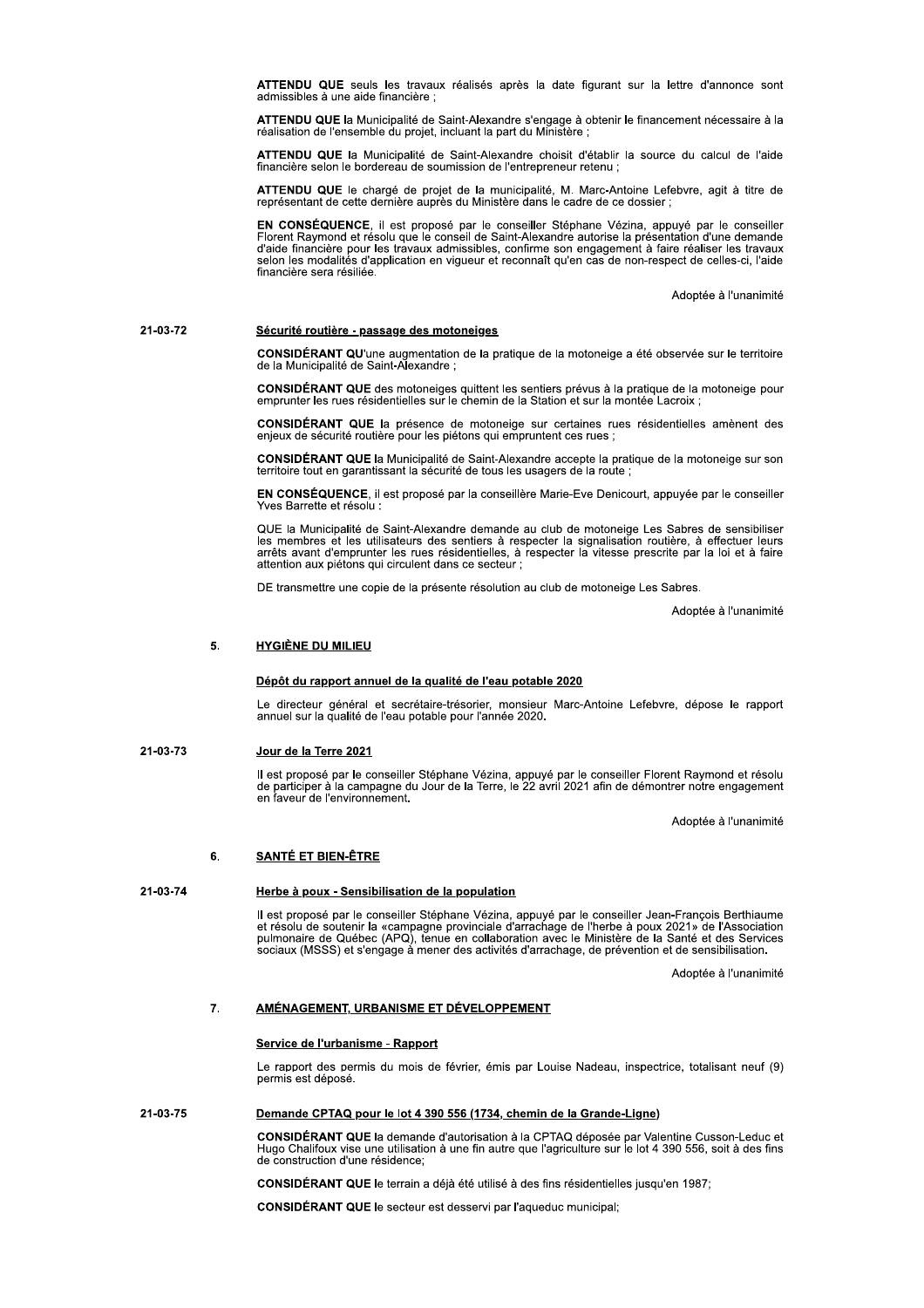**ATTENDU QUE** seuls les travaux réalisés après la date figurant sur la lettre d'annonce sont admissibles à une aide financière ;

**ATTENDU QUE** la Municipalité de Saint-Alexandre s'engage à obtenir le financement nécessaire à la réalisation de l'ensemble du projet, incluant la part du Ministère ;

**ATTENDU QUE** la Municipalité de Saint-Alexandre choisit d'établir la source du calcul de l'aide financière selon le bordereau de soumission de l'entrepreneur retenu ;

**ATTENDU QUE** le chargé de projet de la municipalité, M. Marc-Antoine Lefebvre, agit à titre de représentant de cette dernière auprès du Ministère dans le cadre de ce dossier ;

**EN CONSÉQUENCE**, il est proposé par le conseiller Stéphane Vézina, appuyé par le conseiller Florent Raymond et résolu que le conseil de Saint-Alexandre autorise la présentation d'une demande d'aide financière pour les travaux admissibles, confirme son engagement à faire réaliser les travaux selon les modalités d'application en vigueur et reconnaît qu'en cas de non-respect de celles-ci, l'aide financière sera résiliée.

Adoptée à l'unanimité

21-03-72 **Sécurité routière - passage des motoneiges**

**CONSIDÉRANT QU**'une augmentation de la pratique de la motoneige a été observée sur le territoire de la Municipalité de Saint-Alexandre ;

**CONSIDÉRANT QUE** des motoneiges quittent les sentiers prévus à la pratique de la motoneige pour emprunter les rues résidentielles sur le chemin de la Station et sur la montée Lacroix ;

**CONSIDÉRANT QUE** la présence de motoneige sur certaines rues résidentielles amènent des enjeux de sécurité routière pour les piétons qui empruntent ces rues ;

**CONSIDÉRANT QUE** la Municipalité de Saint-Alexandre accepte la pratique de la motoneige sur son territoire tout en garantissant la sécurité de tous les usagers de la route ;

**EN CONSÉQUENCE**, il est proposé par la conseillère Marie-Eve Denicourt, appuyée par le conseiller Yves Barrette et résolu :

QUE la Municipalité de Saint-Alexandre demande au club de motoneige Les Sabres de sensibiliser les membres et les utilisateurs des sentiers à respecter la signalisation routière, à effectuer leurs arrêts avant d'emprunter les rues résidentielles, à respecter la vitesse prescrite par la loi et à faire attention aux piétons qui circulent dans ce secteur ;

DE transmettre une copie de la présente résolution au club de motoneige Les Sabres.

Adoptée à l'unanimité

## 5. HYGIÈNE DU MILIEU

**Dépôt du rapport annuel de la qualité de l'eau potable 2020**

Le directeur général et secrétaire-trésorier, monsieur Marc-Antoine Lefebvre, dépose le rapport annuel sur la qualité de l'eau potable pour l'année 2020.

21-03-73 **Jour de la Terre 2021**

Il est proposé par le conseiller Stéphane Vézina, appuyé par le conseiller Florent Raymond et résolu de participer à la campagne du Jour de la Terre, le 22 avril 2021 afin de démontrer notre engagement en faveur de l'environnement.

Adoptée à l'unanimité

## 6. SANTÉ ET BIEN-ÊTRE

21-03-74 **Herbe à poux - Sensibilisation de la population**

Il est proposé par le conseiller Stéphane Vézina, appuyé par le conseiller Jean-François Berthiaume et résolu de soutenir la «campagne provinciale d'arrachage de l'herbe à poux 2021» de l'Association pulmonaire de Québec (APQ), tenue en collaboration avec le Ministère de la Santé et des Services sociaux (MSSS) et s'engage à mener des activités d'arrachage, de prévention et de sensibilisation.

Adoptée à l'unanimité

## 7. AMÉNAGEMENT, URBANISME ET DÉVELOPPEMENT

**Service de l'urbanisme - Rapport**

Le rapport des permis du mois de février, émis par Louise Nadeau, inspectrice, totalisant neuf (9) permis est déposé.

21-03-75 **Demande CPTAQ pour le lot 4 390 556 (1734, chemin de la Grande-Ligne)**

**CONSIDÉRANT QUE** la demande d'autorisation à la CPTAQ déposée par Valentine Cusson-Leduc et Hugo Chalifoux vise une utilisation à une fin autre que l'agriculture sur le lot 4 390 556, soit à des fins de construction d'une résidence;

**CONSIDÉRANT QUE** le terrain a déjà été utilisé à des fins résidentielles jusqu'en 1987;

**CONSIDÉRANT QUE** le secteur est desservi par l'aqueduc municipal;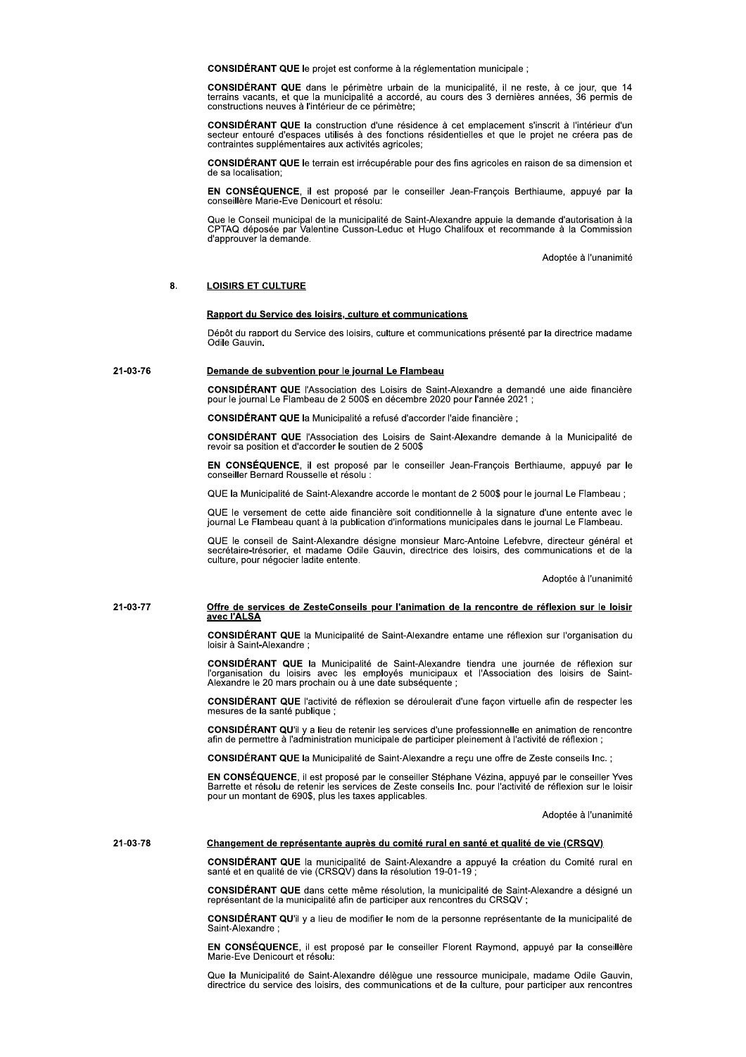**CONSIDÉRANT QUE** le projet est conforme à la réglementation municipale ;

**CONSIDÉRANT QUE** dans le périmètre urbain de la municipalité, il ne reste, à ce jour, que 14 terrains vacants, et que la municipalité a accordé, au cours des 3 dernières années, 36 permis de constructions neuves à l'intérieur de ce périmètre;

**CONSIDÉRANT QUE** la construction d'une résidence à cet emplacement s'inscrit à l'intérieur d'un secteur entouré d'espaces utilisés à des fonctions résidentielles et que le projet ne créera pas de contraintes supplémentaires aux activités agricoles;

**CONSIDÉRANT QUE** le terrain est irrécupérable pour des fins agricoles en raison de sa dimension et de sa localisation;

**EN CONSÉQUENCE**, il est proposé par le conseiller Jean-François Berthiaume, appuyé par la conseillère Marie-Eve Denicourt et résolu:

Que le Conseil municipal de la municipalité de Saint-Alexandre appuie la demande d'autorisation à la CPTAQ déposée par Valentine Cusson-Leduc et Hugo Chalifoux et recommande à la Commission d'approuver la demande.

Adoptée à l'unanimité

## 8. LOISIRS ET CULTURE

**Rapport du Service des loisirs, culture et communications**

Dépôt du rapport du Service des loisirs, culture et communications présenté par la directrice madame Odile Gauvin.

**21-03-76 Demande de subvention pour le journal Le Flambeau**

**CONSIDÉRANT QUE** l'Association des Loisirs de Saint-Alexandre a demandé une aide financière pour le journal Le Flambeau de 2 500$ en décembre 2020 pour l'année 2021 ;

**CONSIDÉRANT QUE** la Municipalité a refusé d'accorder l'aide financière ;

**CONSIDÉRANT QUE** l'Association des Loisirs de Saint-Alexandre demande à la Municipalité de revoir sa position et d'accorder le soutien de 2 500$

**EN CONSÉQUENCE**, il est proposé par le conseiller Jean-François Berthiaume, appuyé par le conseiller Bernard Rousselle et résolu :

QUE la Municipalité de Saint-Alexandre accorde le montant de 2 500$ pour le journal Le Flambeau ;

QUE le versement de cette aide financière soit conditionnelle à la signature d'une entente avec le journal Le Flambeau quant à la publication d'informations municipales dans le journal Le Flambeau.

QUE le conseil de Saint-Alexandre désigne monsieur Marc-Antoine Lefebvre, directeur général et secrétaire-trésorier, et madame Odile Gauvin, directrice des loisirs, des communications et de la culture, pour négocier ladite entente.

Adoptée à l'unanimité

**21-03-77 Offre de services de ZesteConseils pour l'animation de la rencontre de réflexion sur le loisir avec l'ALSA**

**CONSIDÉRANT QUE** la Municipalité de Saint-Alexandre entame une réflexion sur l'organisation du loisir à Saint-Alexandre ;

**CONSIDÉRANT QUE** la Municipalité de Saint-Alexandre tiendra une journée de réflexion sur l'organisation du loisirs avec les employés municipaux et l'Association des loisirs de Saint-Alexandre le 20 mars prochain ou à une date subséquente ;

**CONSIDÉRANT QUE** l'activité de réflexion se déroulerait d'une façon virtuelle afin de respecter les mesures de la santé publique ;

**CONSIDÉRANT QU'**il y a lieu de retenir les services d'une professionnelle en animation de rencontre afin de permettre à l'administration municipale de participer pleinement à l'activité de réflexion ;

**CONSIDÉRANT QUE** la Municipalité de Saint-Alexandre a reçu une offre de Zeste conseils Inc. ;

**EN CONSÉQUENCE**, il est proposé par le conseiller Stéphane Vézina, appuyé par le conseiller Yves Barrette et résolu de retenir les services de Zeste conseils Inc. pour l'activité de réflexion sur le loisir pour un montant de 690$, plus les taxes applicables.

Adoptée à l'unanimité

**21-03-78 Changement de représentante auprès du comité rural en santé et qualité de vie (CRSQV)**

**CONSIDÉRANT QUE** la municipalité de Saint-Alexandre a appuyé la création du Comité rural en santé et en qualité de vie (CRSQV) dans la résolution 19-01-19 ;

**CONSIDÉRANT QUE** dans cette même résolution, la municipalité de Saint-Alexandre a désigné un représentant de la municipalité afin de participer aux rencontres du CRSQV ;

**CONSIDÉRANT QU'**il y a lieu de modifier le nom de la personne représentante de la municipalité de Saint-Alexandre ;

**EN CONSÉQUENCE**, il est proposé par le conseiller Florent Raymond, appuyé par la conseillère Marie-Eve Denicourt et résolu:

Que la Municipalité de Saint-Alexandre délègue une ressource municipale, madame Odile Gauvin, directrice du service des loisirs, des communications et de la culture, pour participer aux rencontres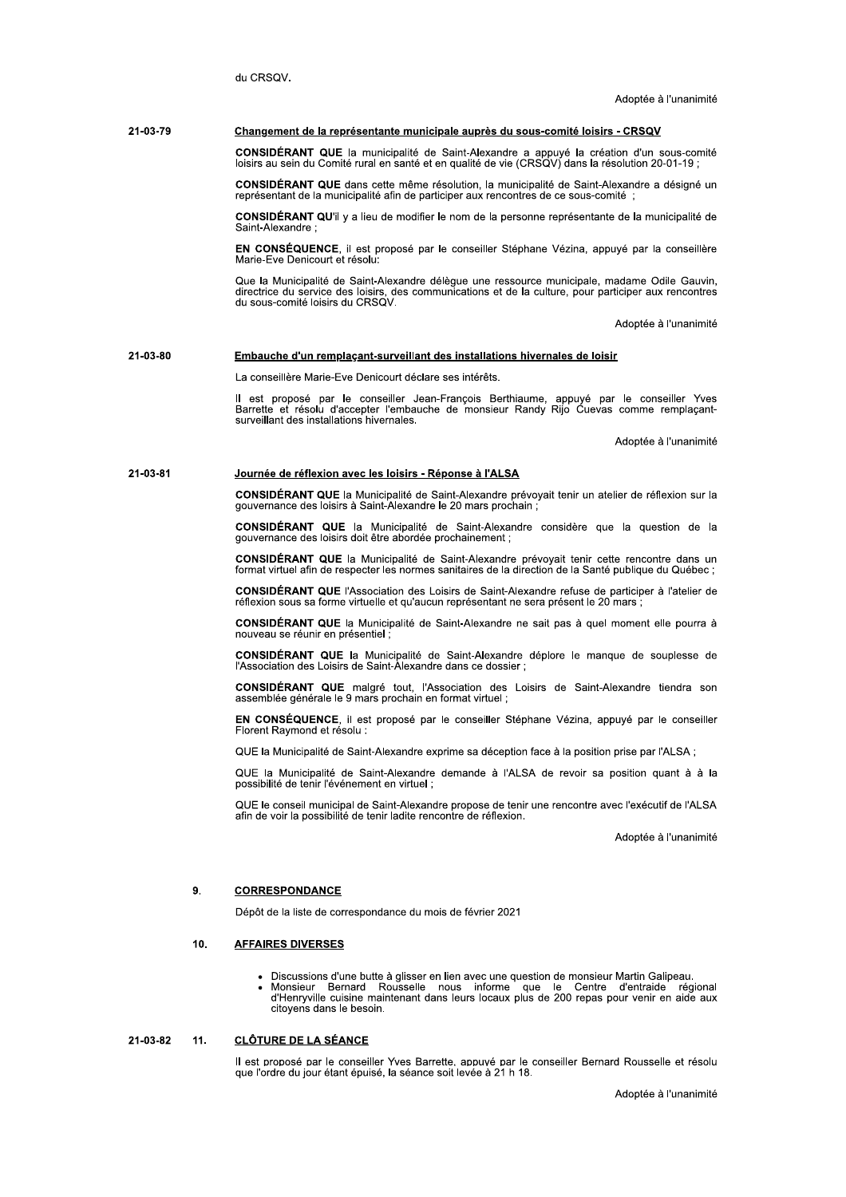du CRSQV.

Adoptée à l'unanimité

**21-03-79** **Changement de la représentante municipale auprès du sous-comité loisirs - CRSQV**

**CONSIDÉRANT QUE** la municipalité de Saint-Alexandre a appuyé la création d'un sous-comité loisirs au sein du Comité rural en santé et en qualité de vie (CRSQV) dans la résolution 20-01-19 ;

**CONSIDÉRANT QUE** dans cette même résolution, la municipalité de Saint-Alexandre a désigné un représentant de la municipalité afin de participer aux rencontres de ce sous-comité ;

**CONSIDÉRANT QU'**il y a lieu de modifier le nom de la personne représentante de la municipalité de Saint-Alexandre ;

**EN CONSÉQUENCE**, il est proposé par le conseiller Stéphane Vézina, appuyé par la conseillère Marie-Eve Denicourt et résolu:

Que la Municipalité de Saint-Alexandre délègue une ressource municipale, madame Odile Gauvin, directrice du service des loisirs, des communications et de la culture, pour participer aux rencontres du sous-comité loisirs du CRSQV.

Adoptée à l'unanimité

**21-03-80** **Embauche d'un remplaçant-surveillant des installations hivernales de loisir**

La conseillère Marie-Eve Denicourt déclare ses intérêts.

Il est proposé par le conseiller Jean-François Berthiaume, appuyé par le conseiller Yves Barrette et résolu d'accepter l'embauche de monsieur Randy Rijo Cuevas comme remplaçant-surveillant des installations hivernales.

Adoptée à l'unanimité

**21-03-81** **Journée de réflexion avec les loisirs - Réponse à l'ALSA**

**CONSIDÉRANT QUE** la Municipalité de Saint-Alexandre prévoyait tenir un atelier de réflexion sur la gouvernance des loisirs à Saint-Alexandre le 20 mars prochain ;

**CONSIDÉRANT QUE** la Municipalité de Saint-Alexandre considère que la question de la gouvernance des loisirs doit être abordée prochainement ;

**CONSIDÉRANT QUE** la Municipalité de Saint-Alexandre prévoyait tenir cette rencontre dans un format virtuel afin de respecter les normes sanitaires de la direction de la Santé publique du Québec ;

**CONSIDÉRANT QUE** l'Association des Loisirs de Saint-Alexandre refuse de participer à l'atelier de réflexion sous sa forme virtuelle et qu'aucun représentant ne sera présent le 20 mars ;

**CONSIDÉRANT QUE** la Municipalité de Saint-Alexandre ne sait pas à quel moment elle pourra à nouveau se réunir en présentiel ;

**CONSIDÉRANT QUE** la Municipalité de Saint-Alexandre déplore le manque de souplesse de l'Association des Loisirs de Saint-Alexandre dans ce dossier ;

**CONSIDÉRANT QUE** malgré tout, l'Association des Loisirs de Saint-Alexandre tiendra son assemblée générale le 9 mars prochain en format virtuel ;

**EN CONSÉQUENCE**, il est proposé par le conseiller Stéphane Vézina, appuyé par le conseiller Florent Raymond et résolu :

QUE la Municipalité de Saint-Alexandre exprime sa déception face à la position prise par l'ALSA ;

QUE la Municipalité de Saint-Alexandre demande à l'ALSA de revoir sa position quant à à la possibilité de tenir l'événement en virtuel ;

QUE le conseil municipal de Saint-Alexandre propose de tenir une rencontre avec l'exécutif de l'ALSA afin de voir la possibilité de tenir ladite rencontre de réflexion.

Adoptée à l'unanimité

## 9. CORRESPONDANCE

Dépôt de la liste de correspondance du mois de février 2021

## 10. AFFAIRES DIVERSES

- Discussions d'une butte à glisser en lien avec une question de monsieur Martin Galipeau.
- Monsieur Bernard Rousselle nous informe que le Centre d'entraide régional d'Henryville cuisine maintenant dans leurs locaux plus de 200 repas pour venir en aide aux citoyens dans le besoin.

**21-03-82**

## 11. CLÔTURE DE LA SÉANCE

Il est proposé par le conseiller Yves Barrette, appuyé par le conseiller Bernard Rousselle et résolu que l'ordre du jour étant épuisé, la séance soit levée à 21 h 18.

Adoptée à l'unanimité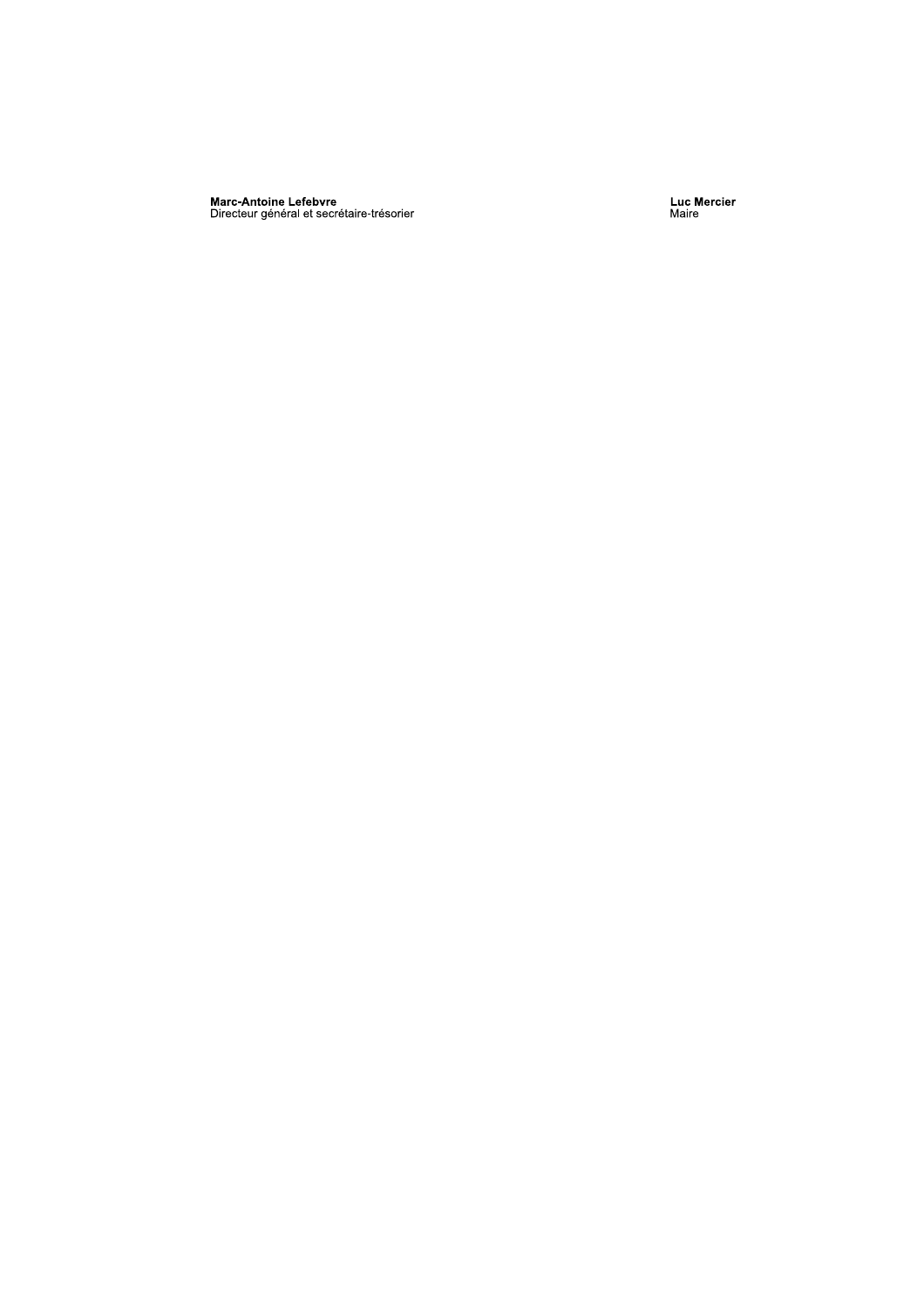**Marc-Antoine Lefebvre**
Directeur général et secrétaire-trésorier

**Luc Mercier**
Maire